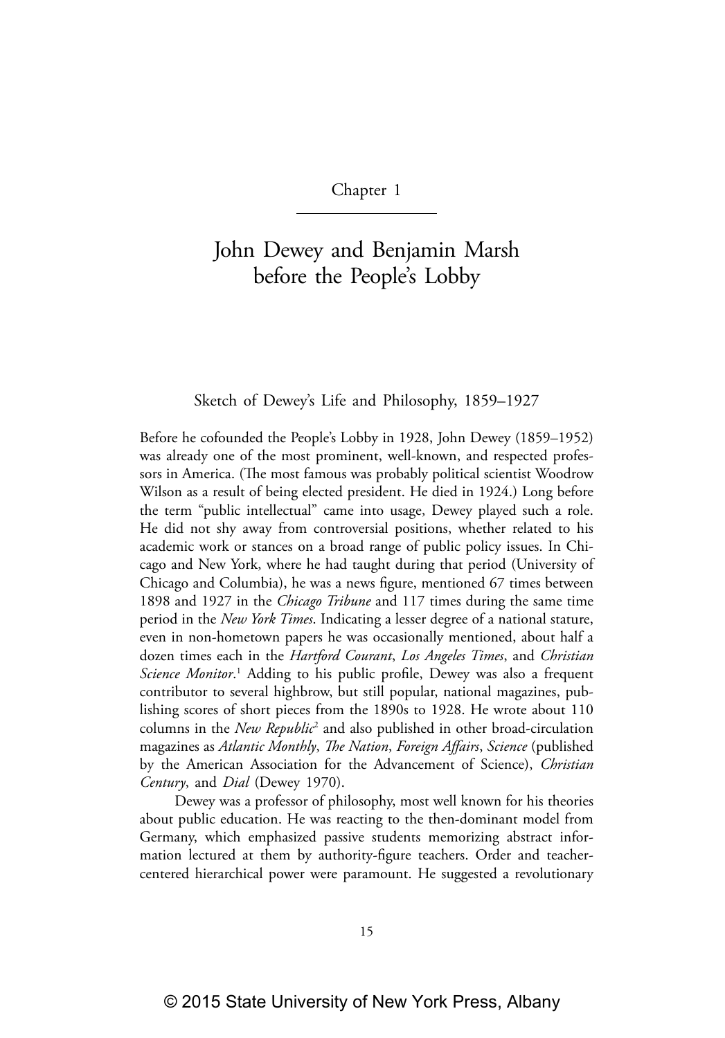# Chapter 1

# John Dewey and Benjamin Marsh before the People's Lobby

## Sketch of Dewey's Life and Philosophy, 1859–1927

Before he cofounded the People's Lobby in 1928, John Dewey (1859–1952) was already one of the most prominent, well-known, and respected professors in America. (The most famous was probably political scientist Woodrow Wilson as a result of being elected president. He died in 1924.) Long before the term "public intellectual" came into usage, Dewey played such a role. He did not shy away from controversial positions, whether related to his academic work or stances on a broad range of public policy issues. In Chicago and New York, where he had taught during that period (University of Chicago and Columbia), he was a news figure, mentioned 67 times between 1898 and 1927 in the *Chicago Tribune* and 117 times during the same time period in the *New York Times*. Indicating a lesser degree of a national stature, even in non-hometown papers he was occasionally mentioned, about half a dozen times each in the *Hartford Courant*, *Los Angeles Times*, and *Christian Science Monitor*.[1] Adding to his public profile, Dewey was also a frequent contributor to several highbrow, but still popular, national magazines, publishing scores of short pieces from the 1890s to 1928. He wrote about 110 columns in the *New Republic*[2] and also published in other broad-circulation magazines as *Atlantic Monthly*, *The Nation*, *Foreign Affairs*, *Science* (published by the American Association for the Advancement of Science), *Christian Century*, and *Dial* (Dewey 1970).

Dewey was a professor of philosophy, most well known for his theories about public education. He was reacting to the then-dominant model from Germany, which emphasized passive students memorizing abstract information lectured at them by authority-figure teachers. Order and teacher-centered hierarchical power were paramount. He suggested a revolutionary

© 2015 State University of New York Press, Albany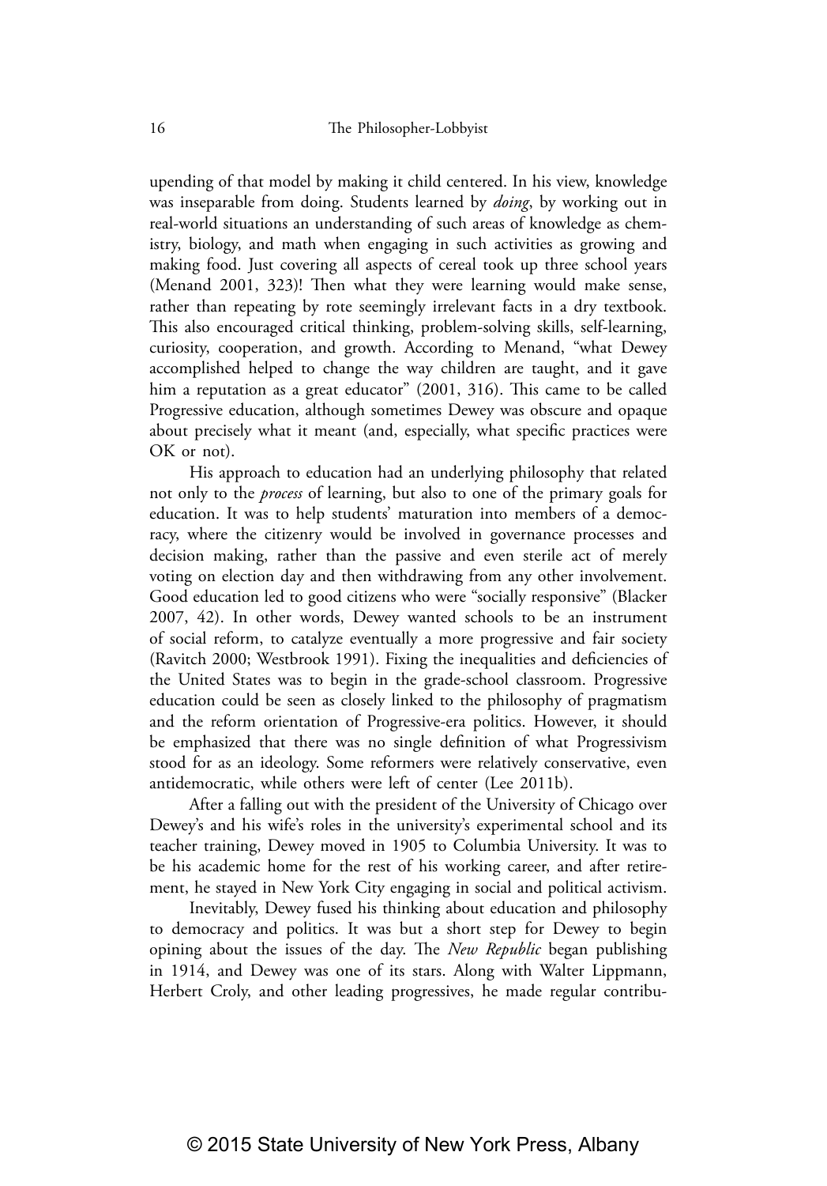upending of that model by making it child centered. In his view, knowledge was inseparable from doing. Students learned by *doing*, by working out in real-world situations an understanding of such areas of knowledge as chemistry, biology, and math when engaging in such activities as growing and making food. Just covering all aspects of cereal took up three school years (Menand 2001, 323)! Then what they were learning would make sense, rather than repeating by rote seemingly irrelevant facts in a dry textbook. This also encouraged critical thinking, problem-solving skills, self-learning, curiosity, cooperation, and growth. According to Menand, "what Dewey accomplished helped to change the way children are taught, and it gave him a reputation as a great educator" (2001, 316). This came to be called Progressive education, although sometimes Dewey was obscure and opaque about precisely what it meant (and, especially, what specific practices were OK or not).

His approach to education had an underlying philosophy that related not only to the *process* of learning, but also to one of the primary goals for education. It was to help students' maturation into members of a democracy, where the citizenry would be involved in governance processes and decision making, rather than the passive and even sterile act of merely voting on election day and then withdrawing from any other involvement. Good education led to good citizens who were "socially responsive" (Blacker 2007, 42). In other words, Dewey wanted schools to be an instrument of social reform, to catalyze eventually a more progressive and fair society (Ravitch 2000; Westbrook 1991). Fixing the inequalities and deficiencies of the United States was to begin in the grade-school classroom. Progressive education could be seen as closely linked to the philosophy of pragmatism and the reform orientation of Progressive-era politics. However, it should be emphasized that there was no single definition of what Progressivism stood for as an ideology. Some reformers were relatively conservative, even antidemocratic, while others were left of center (Lee 2011b).

After a falling out with the president of the University of Chicago over Dewey's and his wife's roles in the university's experimental school and its teacher training, Dewey moved in 1905 to Columbia University. It was to be his academic home for the rest of his working career, and after retirement, he stayed in New York City engaging in social and political activism.

Inevitably, Dewey fused his thinking about education and philosophy to democracy and politics. It was but a short step for Dewey to begin opining about the issues of the day. The *New Republic* began publishing in 1914, and Dewey was one of its stars. Along with Walter Lippmann, Herbert Croly, and other leading progressives, he made regular contribu-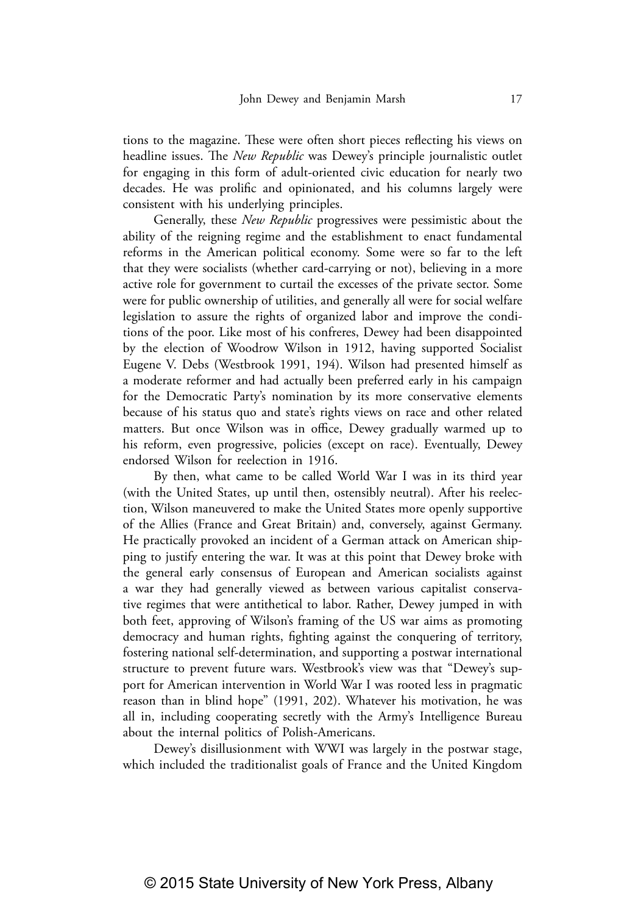tions to the magazine. These were often short pieces reflecting his views on headline issues. The *New Republic* was Dewey's principle journalistic outlet for engaging in this form of adult-oriented civic education for nearly two decades. He was prolific and opinionated, and his columns largely were consistent with his underlying principles.

Generally, these *New Republic* progressives were pessimistic about the ability of the reigning regime and the establishment to enact fundamental reforms in the American political economy. Some were so far to the left that they were socialists (whether card-carrying or not), believing in a more active role for government to curtail the excesses of the private sector. Some were for public ownership of utilities, and generally all were for social welfare legislation to assure the rights of organized labor and improve the conditions of the poor. Like most of his confreres, Dewey had been disappointed by the election of Woodrow Wilson in 1912, having supported Socialist Eugene V. Debs (Westbrook 1991, 194). Wilson had presented himself as a moderate reformer and had actually been preferred early in his campaign for the Democratic Party's nomination by its more conservative elements because of his status quo and state's rights views on race and other related matters. But once Wilson was in office, Dewey gradually warmed up to his reform, even progressive, policies (except on race). Eventually, Dewey endorsed Wilson for reelection in 1916.

By then, what came to be called World War I was in its third year (with the United States, up until then, ostensibly neutral). After his reelection, Wilson maneuvered to make the United States more openly supportive of the Allies (France and Great Britain) and, conversely, against Germany. He practically provoked an incident of a German attack on American shipping to justify entering the war. It was at this point that Dewey broke with the general early consensus of European and American socialists against a war they had generally viewed as between various capitalist conservative regimes that were antithetical to labor. Rather, Dewey jumped in with both feet, approving of Wilson's framing of the US war aims as promoting democracy and human rights, fighting against the conquering of territory, fostering national self-determination, and supporting a postwar international structure to prevent future wars. Westbrook's view was that "Dewey's support for American intervention in World War I was rooted less in pragmatic reason than in blind hope" (1991, 202). Whatever his motivation, he was all in, including cooperating secretly with the Army's Intelligence Bureau about the internal politics of Polish-Americans.

Dewey's disillusionment with WWI was largely in the postwar stage, which included the traditionalist goals of France and the United Kingdom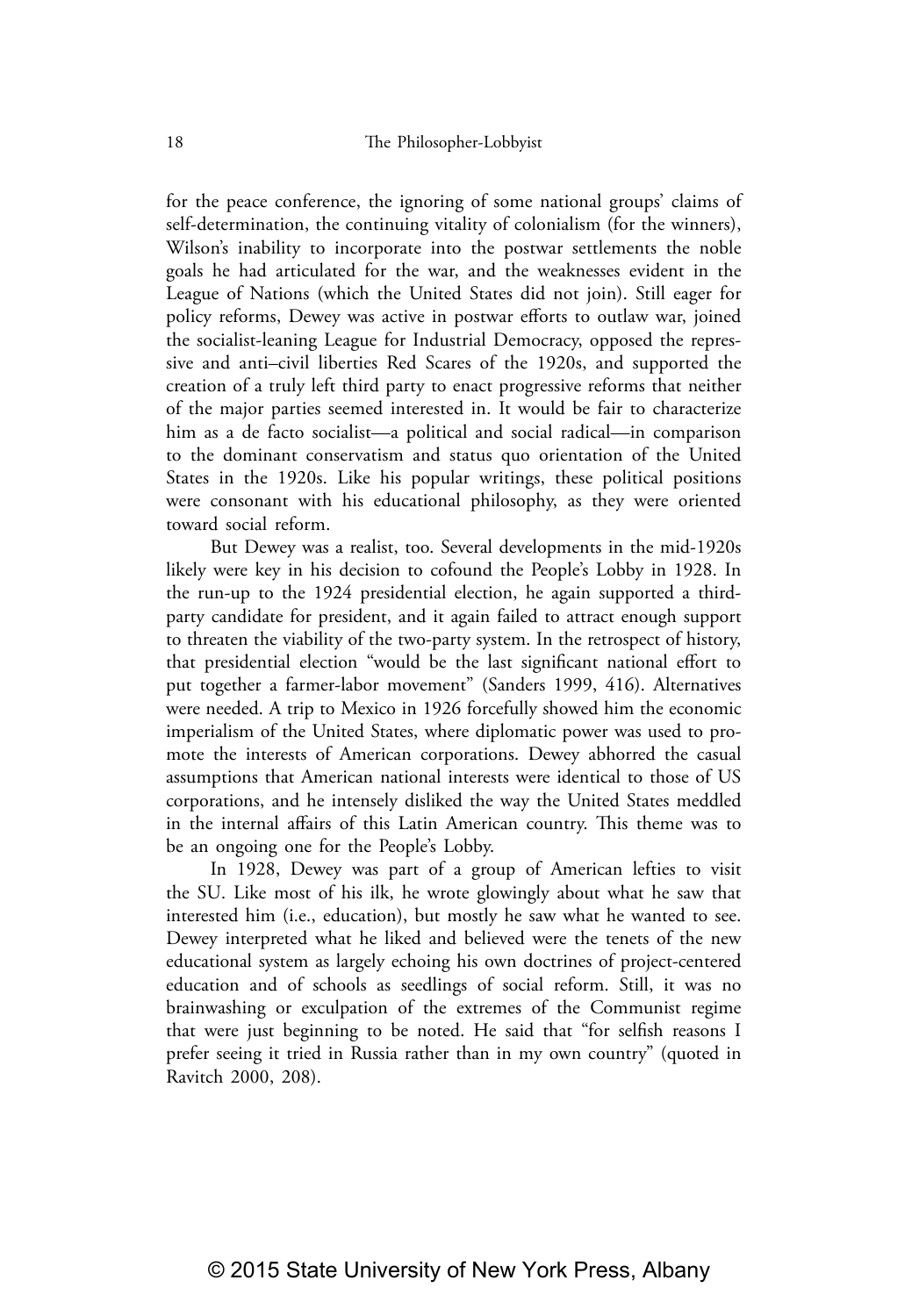for the peace conference, the ignoring of some national groups' claims of self-determination, the continuing vitality of colonialism (for the winners), Wilson's inability to incorporate into the postwar settlements the noble goals he had articulated for the war, and the weaknesses evident in the League of Nations (which the United States did not join). Still eager for policy reforms, Dewey was active in postwar efforts to outlaw war, joined the socialist-leaning League for Industrial Democracy, opposed the repressive and anti–civil liberties Red Scares of the 1920s, and supported the creation of a truly left third party to enact progressive reforms that neither of the major parties seemed interested in. It would be fair to characterize him as a de facto socialist—a political and social radical—in comparison to the dominant conservatism and status quo orientation of the United States in the 1920s. Like his popular writings, these political positions were consonant with his educational philosophy, as they were oriented toward social reform.

But Dewey was a realist, too. Several developments in the mid-1920s likely were key in his decision to cofound the People's Lobby in 1928. In the run-up to the 1924 presidential election, he again supported a third-party candidate for president, and it again failed to attract enough support to threaten the viability of the two-party system. In the retrospect of history, that presidential election "would be the last significant national effort to put together a farmer-labor movement" (Sanders 1999, 416). Alternatives were needed. A trip to Mexico in 1926 forcefully showed him the economic imperialism of the United States, where diplomatic power was used to promote the interests of American corporations. Dewey abhorred the casual assumptions that American national interests were identical to those of US corporations, and he intensely disliked the way the United States meddled in the internal affairs of this Latin American country. This theme was to be an ongoing one for the People's Lobby.

In 1928, Dewey was part of a group of American lefties to visit the SU. Like most of his ilk, he wrote glowingly about what he saw that interested him (i.e., education), but mostly he saw what he wanted to see. Dewey interpreted what he liked and believed were the tenets of the new educational system as largely echoing his own doctrines of project-centered education and of schools as seedlings of social reform. Still, it was no brainwashing or exculpation of the extremes of the Communist regime that were just beginning to be noted. He said that "for selfish reasons I prefer seeing it tried in Russia rather than in my own country" (quoted in Ravitch 2000, 208).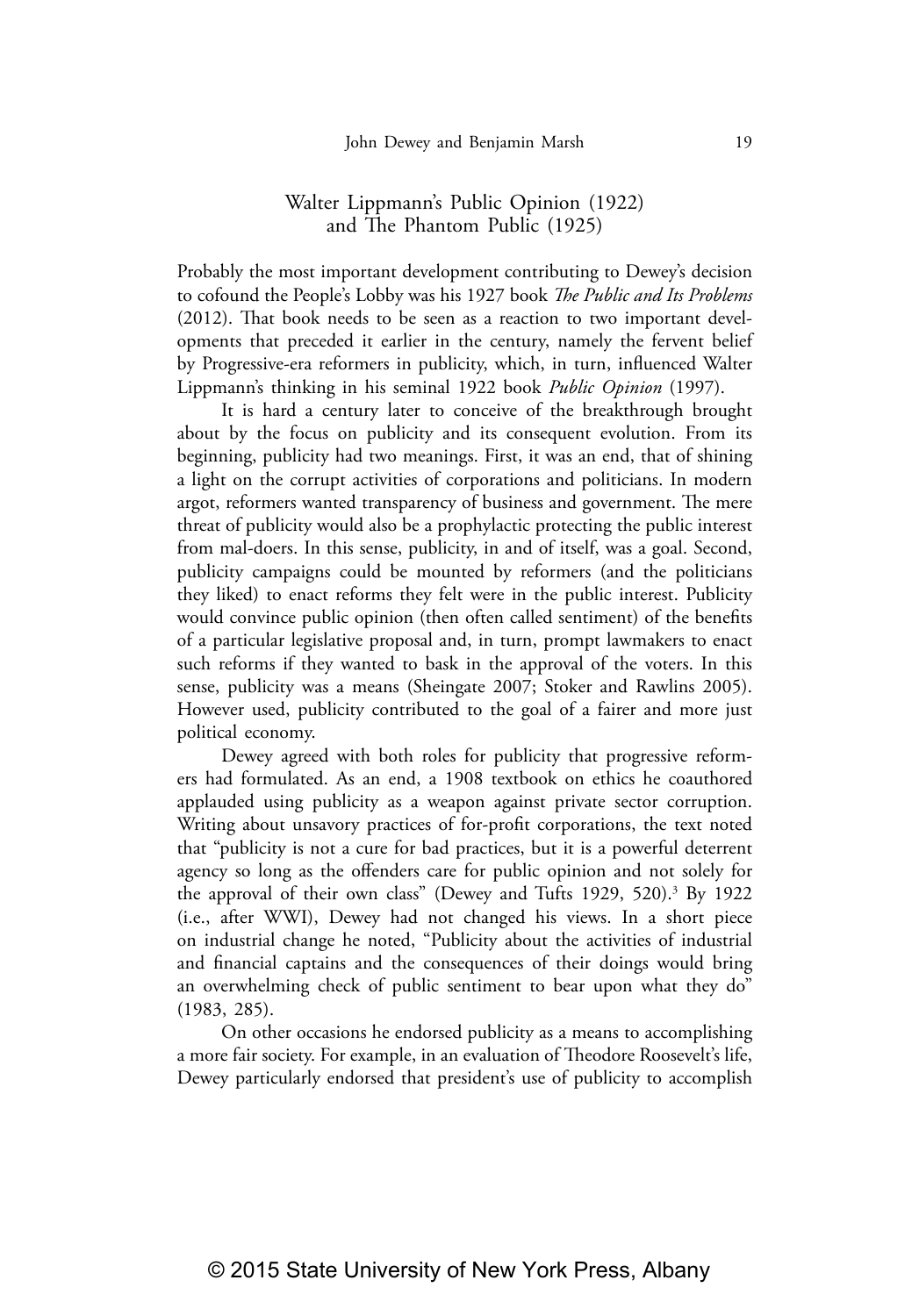## Walter Lippmann's Public Opinion (1922) and The Phantom Public (1925)

Probably the most important development contributing to Dewey's decision to cofound the People's Lobby was his 1927 book *The Public and Its Problems* (2012). That book needs to be seen as a reaction to two important developments that preceded it earlier in the century, namely the fervent belief by Progressive-era reformers in publicity, which, in turn, influenced Walter Lippmann's thinking in his seminal 1922 book *Public Opinion* (1997).

It is hard a century later to conceive of the breakthrough brought about by the focus on publicity and its consequent evolution. From its beginning, publicity had two meanings. First, it was an end, that of shining a light on the corrupt activities of corporations and politicians. In modern argot, reformers wanted transparency of business and government. The mere threat of publicity would also be a prophylactic protecting the public interest from mal-doers. In this sense, publicity, in and of itself, was a goal. Second, publicity campaigns could be mounted by reformers (and the politicians they liked) to enact reforms they felt were in the public interest. Publicity would convince public opinion (then often called sentiment) of the benefits of a particular legislative proposal and, in turn, prompt lawmakers to enact such reforms if they wanted to bask in the approval of the voters. In this sense, publicity was a means (Sheingate 2007; Stoker and Rawlins 2005). However used, publicity contributed to the goal of a fairer and more just political economy.

Dewey agreed with both roles for publicity that progressive reformers had formulated. As an end, a 1908 textbook on ethics he coauthored applauded using publicity as a weapon against private sector corruption. Writing about unsavory practices of for-profit corporations, the text noted that "publicity is not a cure for bad practices, but it is a powerful deterrent agency so long as the offenders care for public opinion and not solely for the approval of their own class" (Dewey and Tufts 1929, 520).[3] By 1922 (i.e., after WWI), Dewey had not changed his views. In a short piece on industrial change he noted, "Publicity about the activities of industrial and financial captains and the consequences of their doings would bring an overwhelming check of public sentiment to bear upon what they do" (1983, 285).

On other occasions he endorsed publicity as a means to accomplishing a more fair society. For example, in an evaluation of Theodore Roosevelt's life, Dewey particularly endorsed that president's use of publicity to accomplish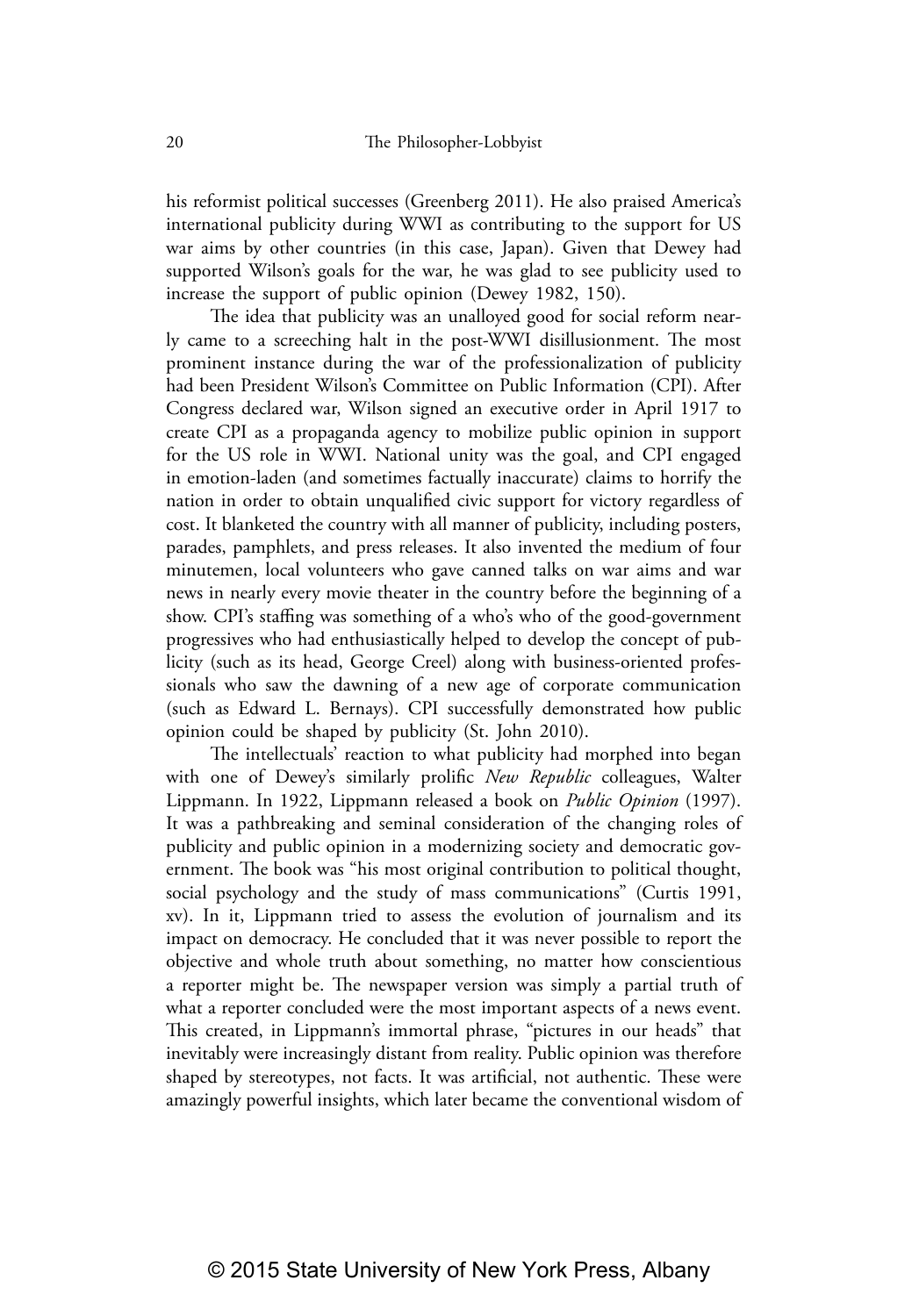his reformist political successes (Greenberg 2011). He also praised America's international publicity during WWI as contributing to the support for US war aims by other countries (in this case, Japan). Given that Dewey had supported Wilson's goals for the war, he was glad to see publicity used to increase the support of public opinion (Dewey 1982, 150).

The idea that publicity was an unalloyed good for social reform nearly came to a screeching halt in the post-WWI disillusionment. The most prominent instance during the war of the professionalization of publicity had been President Wilson's Committee on Public Information (CPI). After Congress declared war, Wilson signed an executive order in April 1917 to create CPI as a propaganda agency to mobilize public opinion in support for the US role in WWI. National unity was the goal, and CPI engaged in emotion-laden (and sometimes factually inaccurate) claims to horrify the nation in order to obtain unqualified civic support for victory regardless of cost. It blanketed the country with all manner of publicity, including posters, parades, pamphlets, and press releases. It also invented the medium of four minutemen, local volunteers who gave canned talks on war aims and war news in nearly every movie theater in the country before the beginning of a show. CPI's staffing was something of a who's who of the good-government progressives who had enthusiastically helped to develop the concept of publicity (such as its head, George Creel) along with business-oriented professionals who saw the dawning of a new age of corporate communication (such as Edward L. Bernays). CPI successfully demonstrated how public opinion could be shaped by publicity (St. John 2010).

The intellectuals' reaction to what publicity had morphed into began with one of Dewey's similarly prolific *New Republic* colleagues, Walter Lippmann. In 1922, Lippmann released a book on *Public Opinion* (1997). It was a pathbreaking and seminal consideration of the changing roles of publicity and public opinion in a modernizing society and democratic government. The book was "his most original contribution to political thought, social psychology and the study of mass communications" (Curtis 1991, xv). In it, Lippmann tried to assess the evolution of journalism and its impact on democracy. He concluded that it was never possible to report the objective and whole truth about something, no matter how conscientious a reporter might be. The newspaper version was simply a partial truth of what a reporter concluded were the most important aspects of a news event. This created, in Lippmann's immortal phrase, "pictures in our heads" that inevitably were increasingly distant from reality. Public opinion was therefore shaped by stereotypes, not facts. It was artificial, not authentic. These were amazingly powerful insights, which later became the conventional wisdom of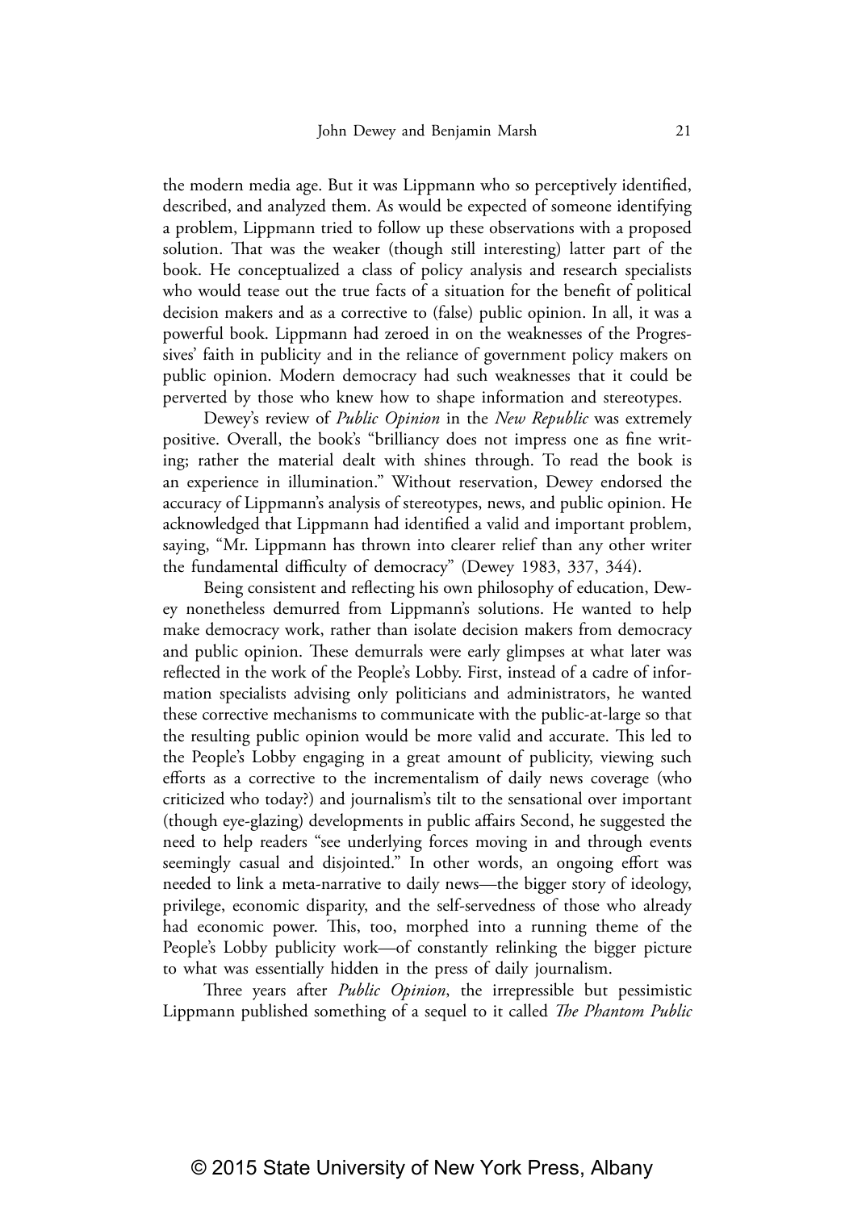the modern media age. But it was Lippmann who so perceptively identified, described, and analyzed them. As would be expected of someone identifying a problem, Lippmann tried to follow up these observations with a proposed solution. That was the weaker (though still interesting) latter part of the book. He conceptualized a class of policy analysis and research specialists who would tease out the true facts of a situation for the benefit of political decision makers and as a corrective to (false) public opinion. In all, it was a powerful book. Lippmann had zeroed in on the weaknesses of the Progressives' faith in publicity and in the reliance of government policy makers on public opinion. Modern democracy had such weaknesses that it could be perverted by those who knew how to shape information and stereotypes.

Dewey's review of *Public Opinion* in the *New Republic* was extremely positive. Overall, the book's "brilliancy does not impress one as fine writing; rather the material dealt with shines through. To read the book is an experience in illumination." Without reservation, Dewey endorsed the accuracy of Lippmann's analysis of stereotypes, news, and public opinion. He acknowledged that Lippmann had identified a valid and important problem, saying, "Mr. Lippmann has thrown into clearer relief than any other writer the fundamental difficulty of democracy" (Dewey 1983, 337, 344).

Being consistent and reflecting his own philosophy of education, Dewey nonetheless demurred from Lippmann's solutions. He wanted to help make democracy work, rather than isolate decision makers from democracy and public opinion. These demurrals were early glimpses at what later was reflected in the work of the People's Lobby. First, instead of a cadre of information specialists advising only politicians and administrators, he wanted these corrective mechanisms to communicate with the public-at-large so that the resulting public opinion would be more valid and accurate. This led to the People's Lobby engaging in a great amount of publicity, viewing such efforts as a corrective to the incrementalism of daily news coverage (who criticized who today?) and journalism's tilt to the sensational over important (though eye-glazing) developments in public affairs Second, he suggested the need to help readers "see underlying forces moving in and through events seemingly casual and disjointed." In other words, an ongoing effort was needed to link a meta-narrative to daily news—the bigger story of ideology, privilege, economic disparity, and the self-servedness of those who already had economic power. This, too, morphed into a running theme of the People's Lobby publicity work—of constantly relinking the bigger picture to what was essentially hidden in the press of daily journalism.

Three years after *Public Opinion*, the irrepressible but pessimistic Lippmann published something of a sequel to it called *The Phantom Public*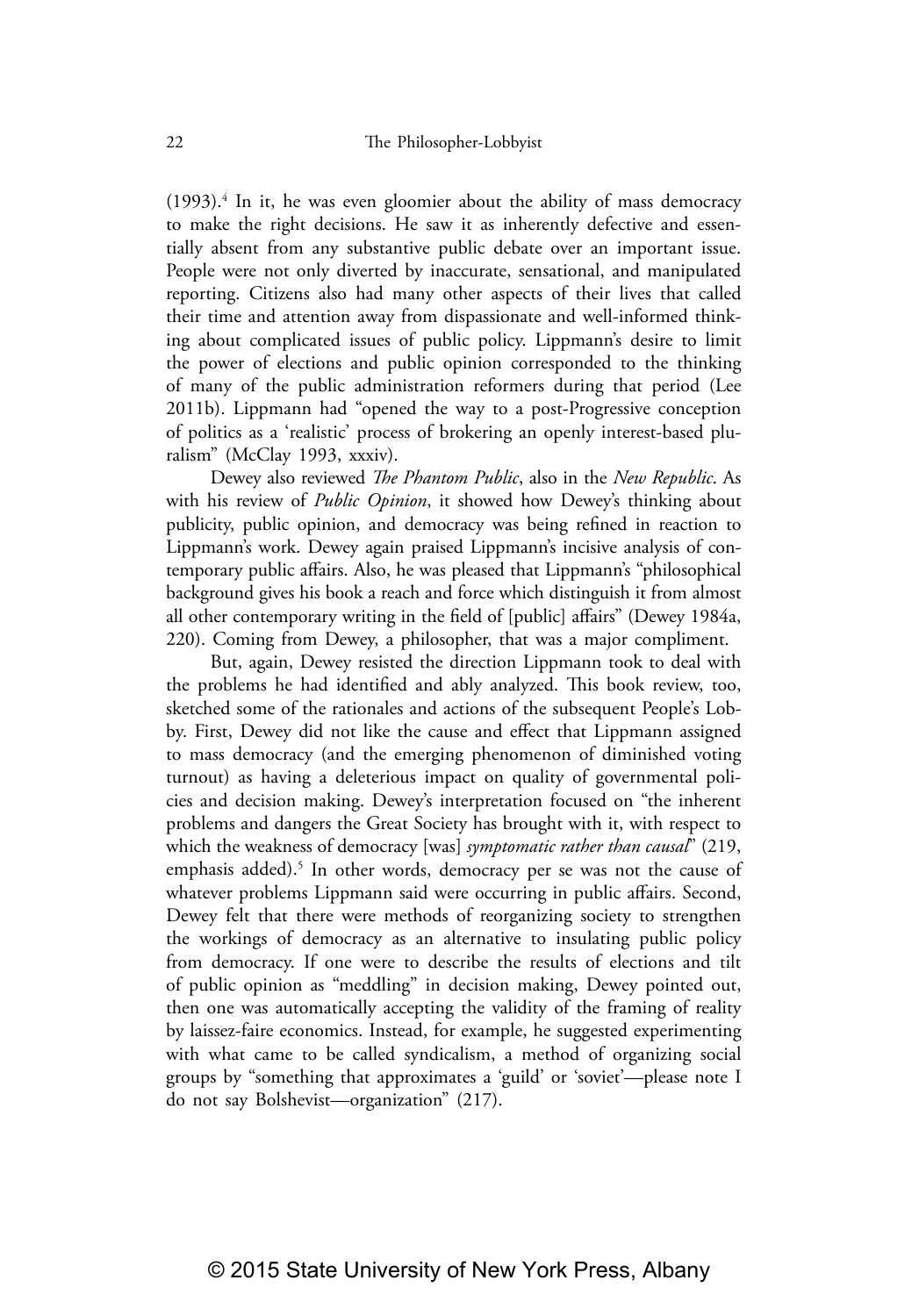(1993).[4] In it, he was even gloomier about the ability of mass democracy to make the right decisions. He saw it as inherently defective and essentially absent from any substantive public debate over an important issue. People were not only diverted by inaccurate, sensational, and manipulated reporting. Citizens also had many other aspects of their lives that called their time and attention away from dispassionate and well-informed thinking about complicated issues of public policy. Lippmann's desire to limit the power of elections and public opinion corresponded to the thinking of many of the public administration reformers during that period (Lee 2011b). Lippmann had "opened the way to a post-Progressive conception of politics as a 'realistic' process of brokering an openly interest-based pluralism" (McClay 1993, xxxiv).

Dewey also reviewed *The Phantom Public*, also in the *New Republic*. As with his review of *Public Opinion*, it showed how Dewey's thinking about publicity, public opinion, and democracy was being refined in reaction to Lippmann's work. Dewey again praised Lippmann's incisive analysis of contemporary public affairs. Also, he was pleased that Lippmann's "philosophical background gives his book a reach and force which distinguish it from almost all other contemporary writing in the field of [public] affairs" (Dewey 1984a, 220). Coming from Dewey, a philosopher, that was a major compliment.

But, again, Dewey resisted the direction Lippmann took to deal with the problems he had identified and ably analyzed. This book review, too, sketched some of the rationales and actions of the subsequent People's Lobby. First, Dewey did not like the cause and effect that Lippmann assigned to mass democracy (and the emerging phenomenon of diminished voting turnout) as having a deleterious impact on quality of governmental policies and decision making. Dewey's interpretation focused on "the inherent problems and dangers the Great Society has brought with it, with respect to which the weakness of democracy [was] *symptomatic rather than causal*" (219, emphasis added).[5] In other words, democracy per se was not the cause of whatever problems Lippmann said were occurring in public affairs. Second, Dewey felt that there were methods of reorganizing society to strengthen the workings of democracy as an alternative to insulating public policy from democracy. If one were to describe the results of elections and tilt of public opinion as "meddling" in decision making, Dewey pointed out, then one was automatically accepting the validity of the framing of reality by laissez-faire economics. Instead, for example, he suggested experimenting with what came to be called syndicalism, a method of organizing social groups by "something that approximates a 'guild' or 'soviet'—please note I do not say Bolshevist—organization" (217).

© 2015 State University of New York Press, Albany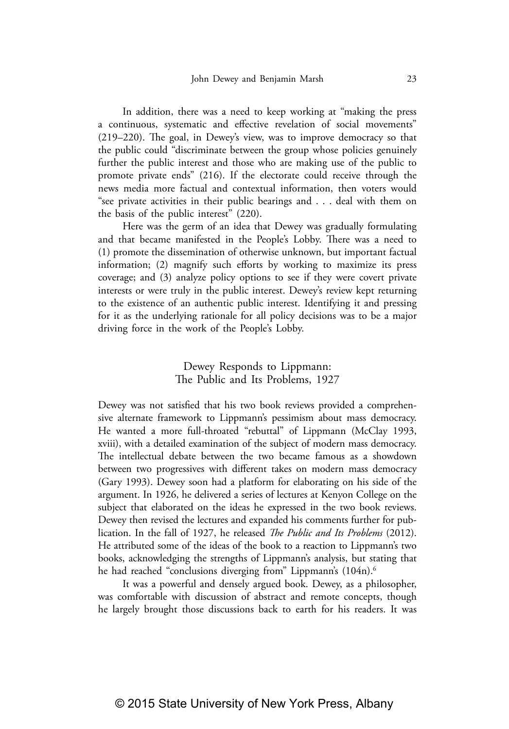In addition, there was a need to keep working at "making the press a continuous, systematic and effective revelation of social movements" (219–220). The goal, in Dewey's view, was to improve democracy so that the public could "discriminate between the group whose policies genuinely further the public interest and those who are making use of the public to promote private ends" (216). If the electorate could receive through the news media more factual and contextual information, then voters would "see private activities in their public bearings and . . . deal with them on the basis of the public interest" (220).

Here was the germ of an idea that Dewey was gradually formulating and that became manifested in the People's Lobby. There was a need to (1) promote the dissemination of otherwise unknown, but important factual information; (2) magnify such efforts by working to maximize its press coverage; and (3) analyze policy options to see if they were covert private interests or were truly in the public interest. Dewey's review kept returning to the existence of an authentic public interest. Identifying it and pressing for it as the underlying rationale for all policy decisions was to be a major driving force in the work of the People's Lobby.

## Dewey Responds to Lippmann: The Public and Its Problems, 1927

Dewey was not satisfied that his two book reviews provided a comprehensive alternate framework to Lippmann's pessimism about mass democracy. He wanted a more full-throated "rebuttal" of Lippmann (McClay 1993, xviii), with a detailed examination of the subject of modern mass democracy. The intellectual debate between the two became famous as a showdown between two progressives with different takes on modern mass democracy (Gary 1993). Dewey soon had a platform for elaborating on his side of the argument. In 1926, he delivered a series of lectures at Kenyon College on the subject that elaborated on the ideas he expressed in the two book reviews. Dewey then revised the lectures and expanded his comments further for publication. In the fall of 1927, he released *The Public and Its Problems* (2012). He attributed some of the ideas of the book to a reaction to Lippmann's two books, acknowledging the strengths of Lippmann's analysis, but stating that he had reached "conclusions diverging from" Lippmann's (104n).[6]

It was a powerful and densely argued book. Dewey, as a philosopher, was comfortable with discussion of abstract and remote concepts, though he largely brought those discussions back to earth for his readers. It was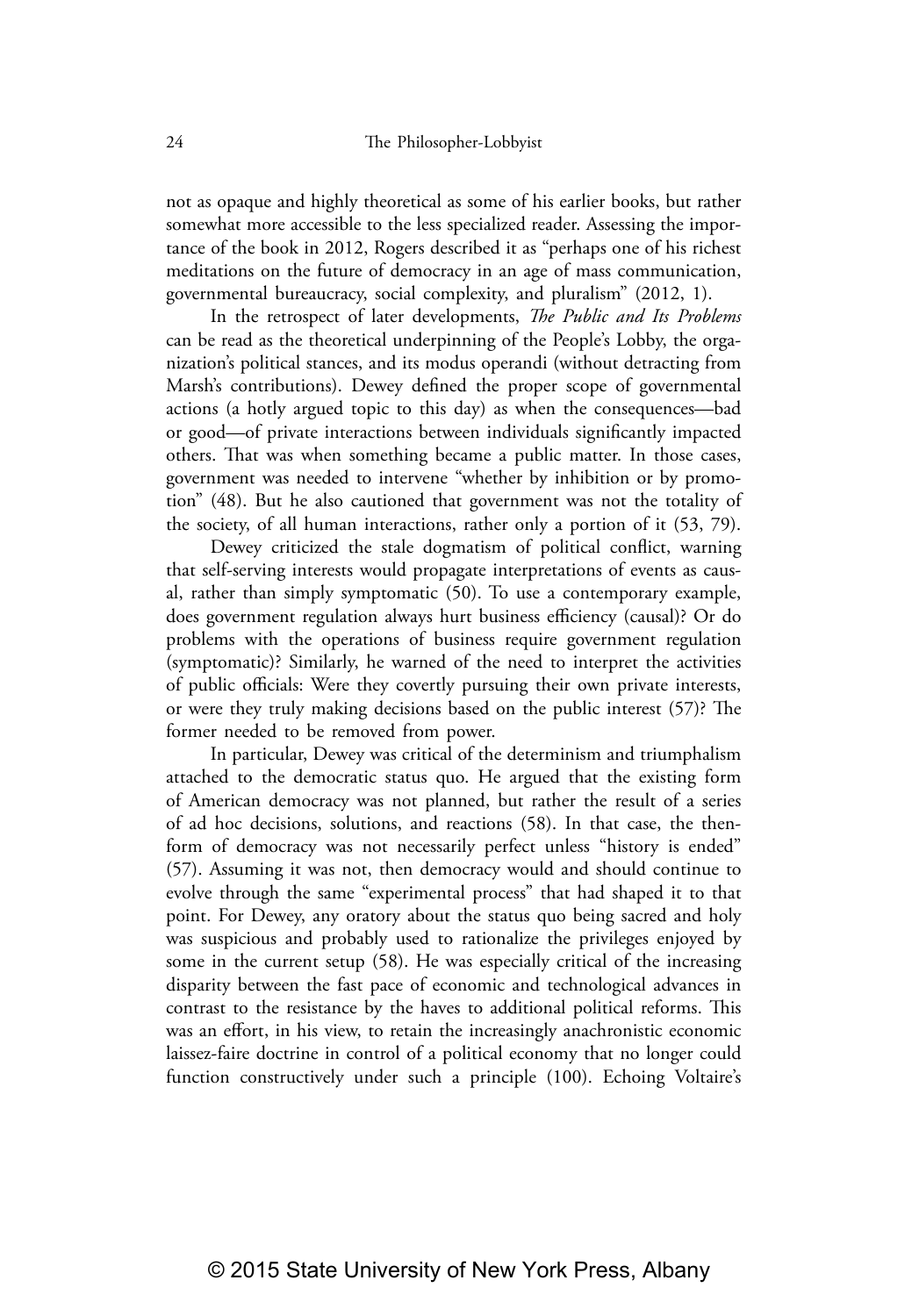not as opaque and highly theoretical as some of his earlier books, but rather somewhat more accessible to the less specialized reader. Assessing the importance of the book in 2012, Rogers described it as "perhaps one of his richest meditations on the future of democracy in an age of mass communication, governmental bureaucracy, social complexity, and pluralism" (2012, 1).

In the retrospect of later developments, *The Public and Its Problems* can be read as the theoretical underpinning of the People's Lobby, the organization's political stances, and its modus operandi (without detracting from Marsh's contributions). Dewey defined the proper scope of governmental actions (a hotly argued topic to this day) as when the consequences—bad or good—of private interactions between individuals significantly impacted others. That was when something became a public matter. In those cases, government was needed to intervene "whether by inhibition or by promotion" (48). But he also cautioned that government was not the totality of the society, of all human interactions, rather only a portion of it (53, 79).

Dewey criticized the stale dogmatism of political conflict, warning that self-serving interests would propagate interpretations of events as causal, rather than simply symptomatic (50). To use a contemporary example, does government regulation always hurt business efficiency (causal)? Or do problems with the operations of business require government regulation (symptomatic)? Similarly, he warned of the need to interpret the activities of public officials: Were they covertly pursuing their own private interests, or were they truly making decisions based on the public interest (57)? The former needed to be removed from power.

In particular, Dewey was critical of the determinism and triumphalism attached to the democratic status quo. He argued that the existing form of American democracy was not planned, but rather the result of a series of ad hoc decisions, solutions, and reactions (58). In that case, the then-form of democracy was not necessarily perfect unless "history is ended" (57). Assuming it was not, then democracy would and should continue to evolve through the same "experimental process" that had shaped it to that point. For Dewey, any oratory about the status quo being sacred and holy was suspicious and probably used to rationalize the privileges enjoyed by some in the current setup (58). He was especially critical of the increasing disparity between the fast pace of economic and technological advances in contrast to the resistance by the haves to additional political reforms. This was an effort, in his view, to retain the increasingly anachronistic economic laissez-faire doctrine in control of a political economy that no longer could function constructively under such a principle (100). Echoing Voltaire's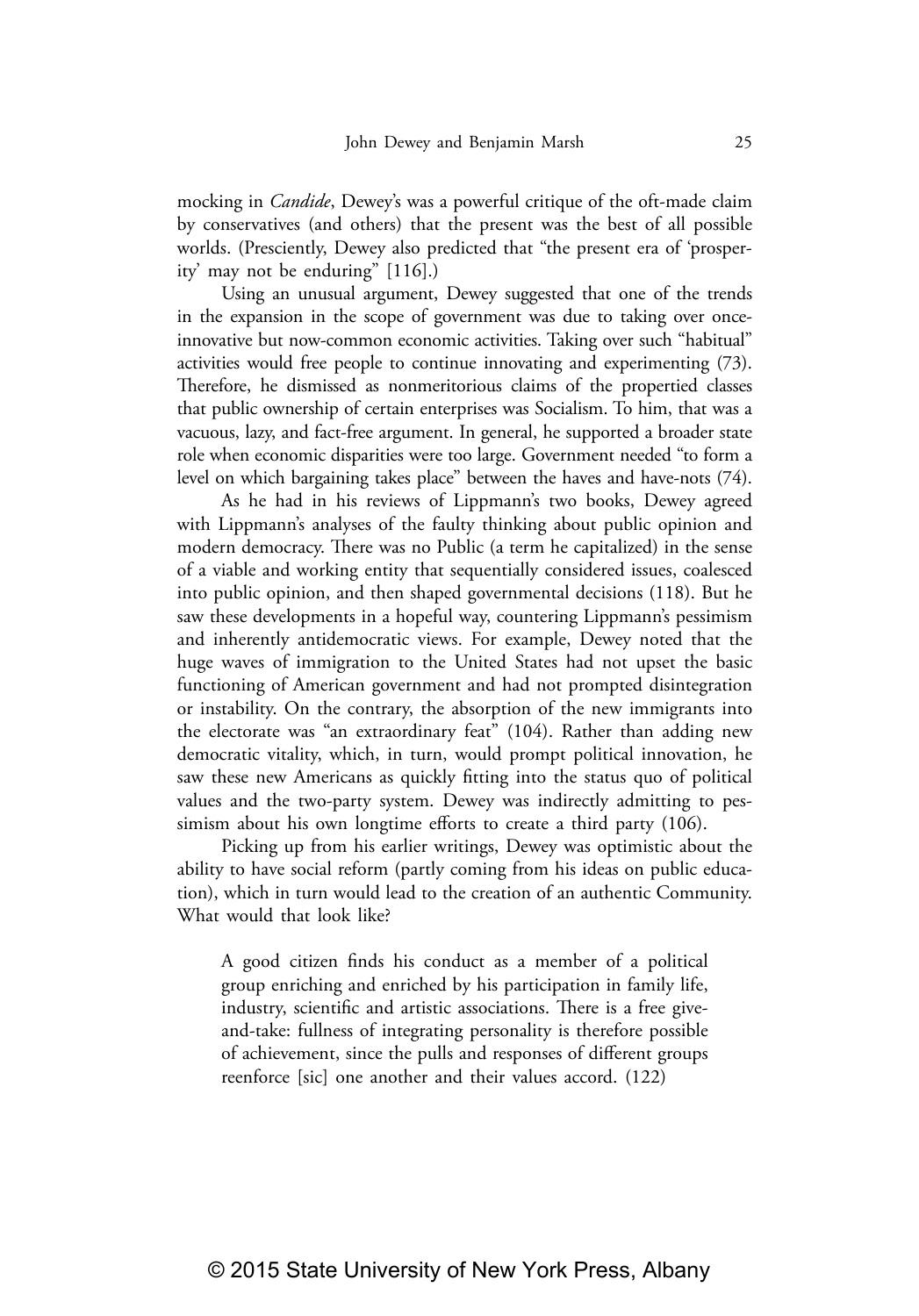mocking in *Candide*, Dewey's was a powerful critique of the oft-made claim by conservatives (and others) that the present was the best of all possible worlds. (Presciently, Dewey also predicted that "the present era of 'prosperity' may not be enduring" [116].)

Using an unusual argument, Dewey suggested that one of the trends in the expansion in the scope of government was due to taking over once-innovative but now-common economic activities. Taking over such "habitual" activities would free people to continue innovating and experimenting (73). Therefore, he dismissed as nonmeritorious claims of the propertied classes that public ownership of certain enterprises was Socialism. To him, that was a vacuous, lazy, and fact-free argument. In general, he supported a broader state role when economic disparities were too large. Government needed "to form a level on which bargaining takes place" between the haves and have-nots (74).

As he had in his reviews of Lippmann's two books, Dewey agreed with Lippmann's analyses of the faulty thinking about public opinion and modern democracy. There was no Public (a term he capitalized) in the sense of a viable and working entity that sequentially considered issues, coalesced into public opinion, and then shaped governmental decisions (118). But he saw these developments in a hopeful way, countering Lippmann's pessimism and inherently antidemocratic views. For example, Dewey noted that the huge waves of immigration to the United States had not upset the basic functioning of American government and had not prompted disintegration or instability. On the contrary, the absorption of the new immigrants into the electorate was "an extraordinary feat" (104). Rather than adding new democratic vitality, which, in turn, would prompt political innovation, he saw these new Americans as quickly fitting into the status quo of political values and the two-party system. Dewey was indirectly admitting to pessimism about his own longtime efforts to create a third party (106).

Picking up from his earlier writings, Dewey was optimistic about the ability to have social reform (partly coming from his ideas on public education), which in turn would lead to the creation of an authentic Community. What would that look like?

> A good citizen finds his conduct as a member of a political group enriching and enriched by his participation in family life, industry, scientific and artistic associations. There is a free give-and-take: fullness of integrating personality is therefore possible of achievement, since the pulls and responses of different groups reenforce [sic] one another and their values accord. (122)

© 2015 State University of New York Press, Albany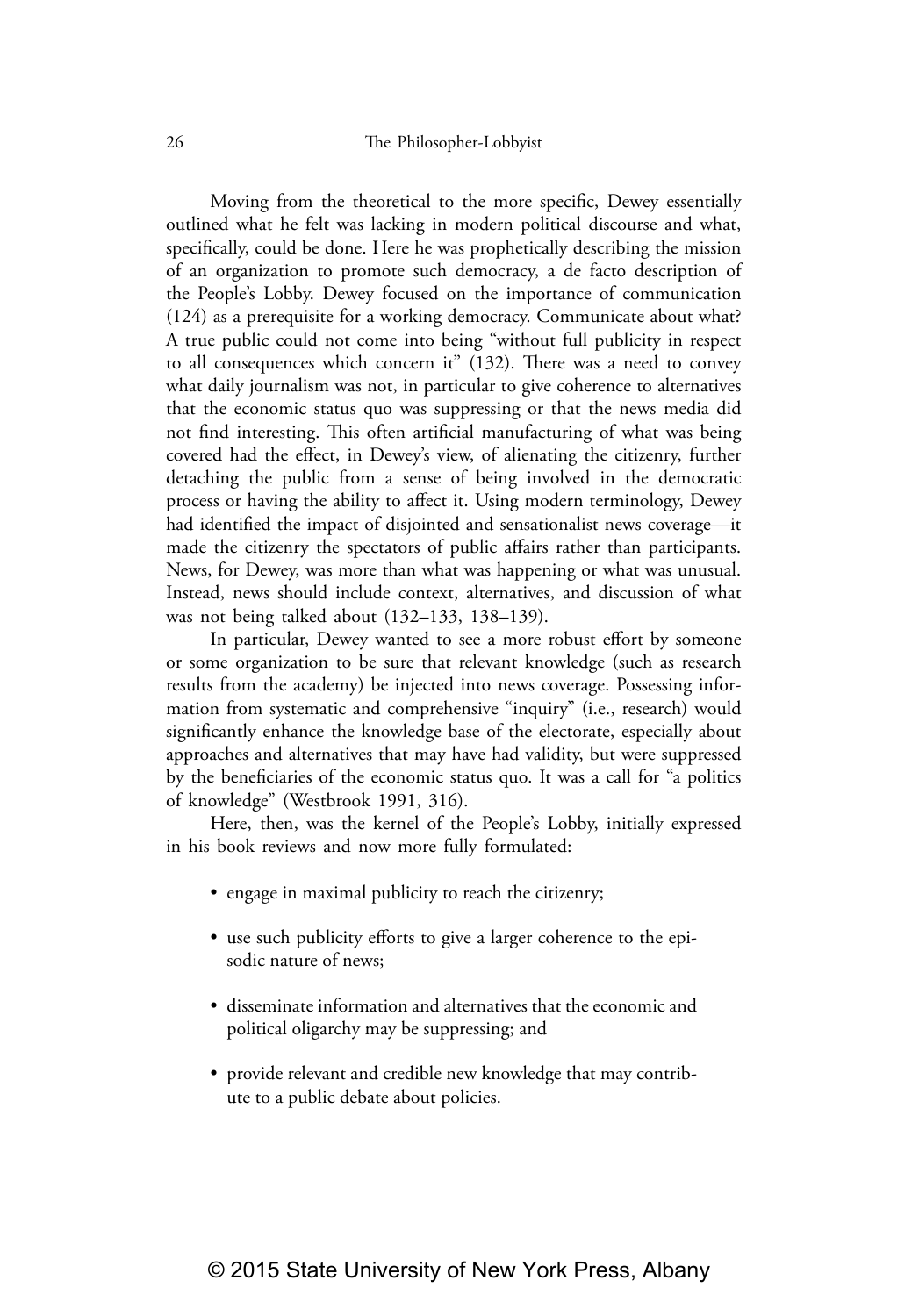Moving from the theoretical to the more specific, Dewey essentially outlined what he felt was lacking in modern political discourse and what, specifically, could be done. Here he was prophetically describing the mission of an organization to promote such democracy, a de facto description of the People's Lobby. Dewey focused on the importance of communication (124) as a prerequisite for a working democracy. Communicate about what? A true public could not come into being "without full publicity in respect to all consequences which concern it" (132). There was a need to convey what daily journalism was not, in particular to give coherence to alternatives that the economic status quo was suppressing or that the news media did not find interesting. This often artificial manufacturing of what was being covered had the effect, in Dewey's view, of alienating the citizenry, further detaching the public from a sense of being involved in the democratic process or having the ability to affect it. Using modern terminology, Dewey had identified the impact of disjointed and sensationalist news coverage—it made the citizenry the spectators of public affairs rather than participants. News, for Dewey, was more than what was happening or what was unusual. Instead, news should include context, alternatives, and discussion of what was not being talked about (132–133, 138–139).

In particular, Dewey wanted to see a more robust effort by someone or some organization to be sure that relevant knowledge (such as research results from the academy) be injected into news coverage. Possessing information from systematic and comprehensive "inquiry" (i.e., research) would significantly enhance the knowledge base of the electorate, especially about approaches and alternatives that may have had validity, but were suppressed by the beneficiaries of the economic status quo. It was a call for "a politics of knowledge" (Westbrook 1991, 316).

Here, then, was the kernel of the People's Lobby, initially expressed in his book reviews and now more fully formulated:

- engage in maximal publicity to reach the citizenry;
- use such publicity efforts to give a larger coherence to the episodic nature of news;
- disseminate information and alternatives that the economic and political oligarchy may be suppressing; and
- provide relevant and credible new knowledge that may contribute to a public debate about policies.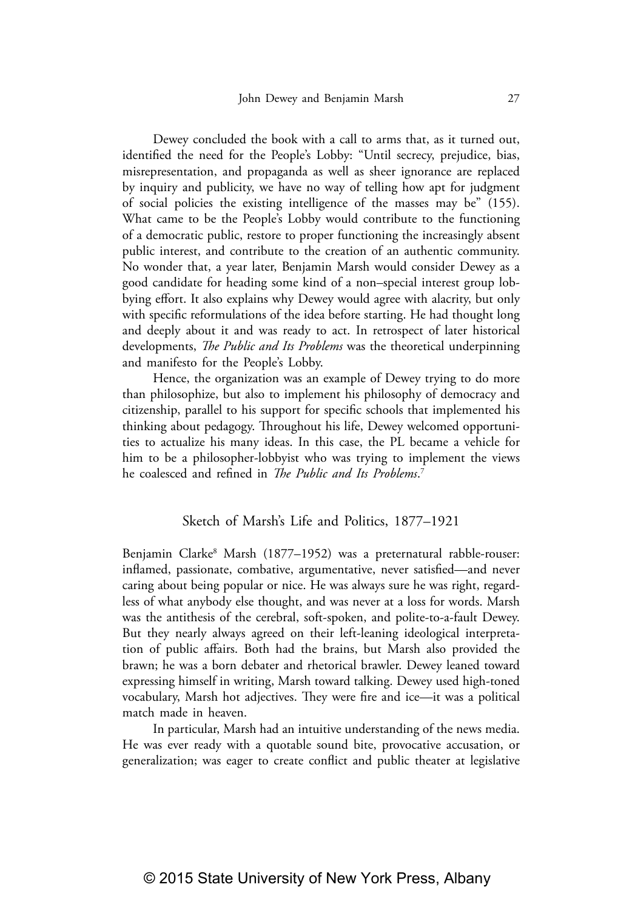Dewey concluded the book with a call to arms that, as it turned out, identified the need for the People's Lobby: "Until secrecy, prejudice, bias, misrepresentation, and propaganda as well as sheer ignorance are replaced by inquiry and publicity, we have no way of telling how apt for judgment of social policies the existing intelligence of the masses may be" (155). What came to be the People's Lobby would contribute to the functioning of a democratic public, restore to proper functioning the increasingly absent public interest, and contribute to the creation of an authentic community. No wonder that, a year later, Benjamin Marsh would consider Dewey as a good candidate for heading some kind of a non–special interest group lobbying effort. It also explains why Dewey would agree with alacrity, but only with specific reformulations of the idea before starting. He had thought long and deeply about it and was ready to act. In retrospect of later historical developments, *The Public and Its Problems* was the theoretical underpinning and manifesto for the People's Lobby.

Hence, the organization was an example of Dewey trying to do more than philosophize, but also to implement his philosophy of democracy and citizenship, parallel to his support for specific schools that implemented his thinking about pedagogy. Throughout his life, Dewey welcomed opportunities to actualize his many ideas. In this case, the PL became a vehicle for him to be a philosopher-lobbyist who was trying to implement the views he coalesced and refined in *The Public and Its Problems*.[7]

## Sketch of Marsh's Life and Politics, 1877–1921

Benjamin Clarke[8] Marsh (1877–1952) was a preternatural rabble-rouser: inflamed, passionate, combative, argumentative, never satisfied—and never caring about being popular or nice. He was always sure he was right, regardless of what anybody else thought, and was never at a loss for words. Marsh was the antithesis of the cerebral, soft-spoken, and polite-to-a-fault Dewey. But they nearly always agreed on their left-leaning ideological interpretation of public affairs. Both had the brains, but Marsh also provided the brawn; he was a born debater and rhetorical brawler. Dewey leaned toward expressing himself in writing, Marsh toward talking. Dewey used high-toned vocabulary, Marsh hot adjectives. They were fire and ice—it was a political match made in heaven.

In particular, Marsh had an intuitive understanding of the news media. He was ever ready with a quotable sound bite, provocative accusation, or generalization; was eager to create conflict and public theater at legislative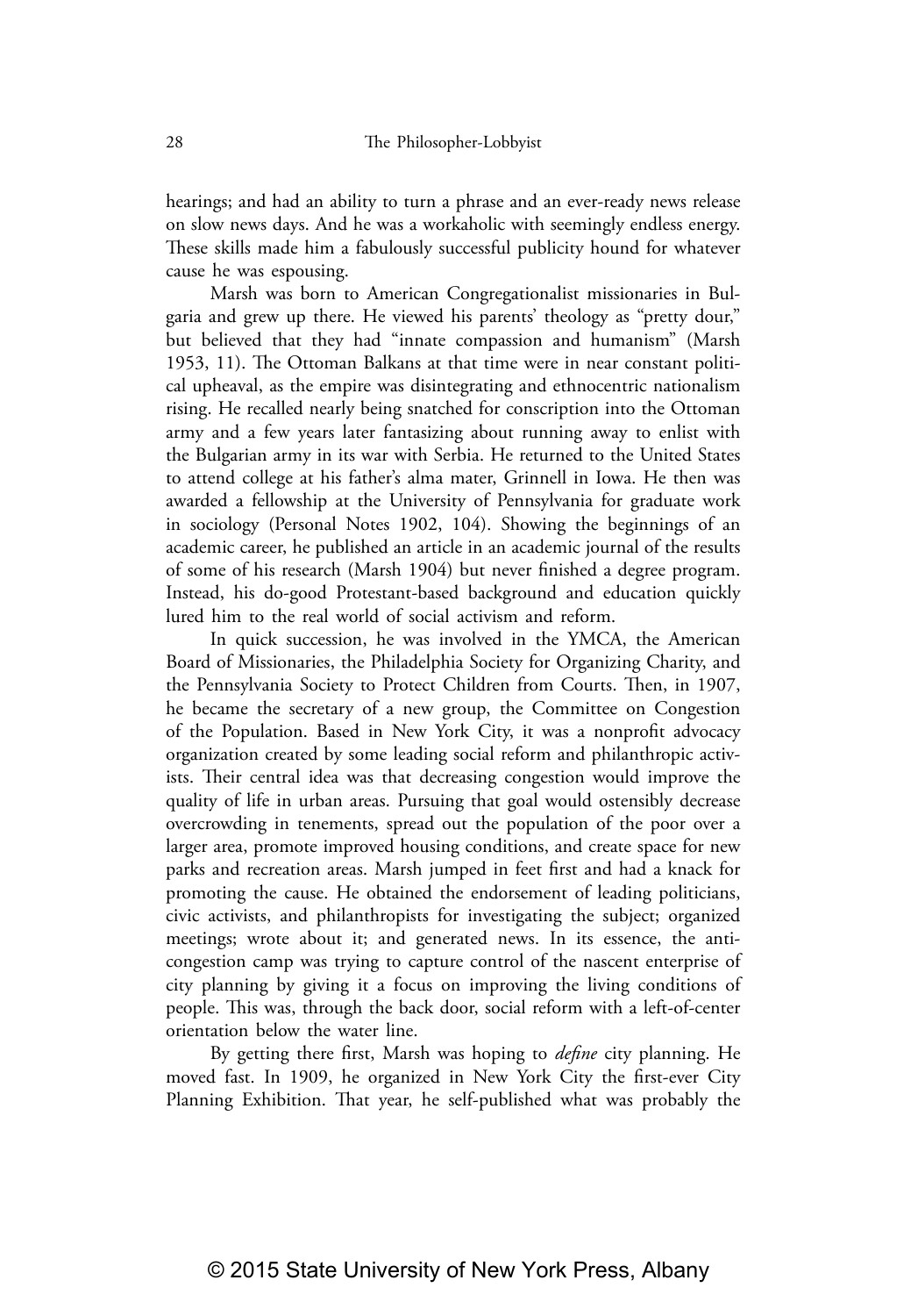hearings; and had an ability to turn a phrase and an ever-ready news release on slow news days. And he was a workaholic with seemingly endless energy. These skills made him a fabulously successful publicity hound for whatever cause he was espousing.

Marsh was born to American Congregationalist missionaries in Bulgaria and grew up there. He viewed his parents' theology as "pretty dour," but believed that they had "innate compassion and humanism" (Marsh 1953, 11). The Ottoman Balkans at that time were in near constant political upheaval, as the empire was disintegrating and ethnocentric nationalism rising. He recalled nearly being snatched for conscription into the Ottoman army and a few years later fantasizing about running away to enlist with the Bulgarian army in its war with Serbia. He returned to the United States to attend college at his father's alma mater, Grinnell in Iowa. He then was awarded a fellowship at the University of Pennsylvania for graduate work in sociology (Personal Notes 1902, 104). Showing the beginnings of an academic career, he published an article in an academic journal of the results of some of his research (Marsh 1904) but never finished a degree program. Instead, his do-good Protestant-based background and education quickly lured him to the real world of social activism and reform.

In quick succession, he was involved in the YMCA, the American Board of Missionaries, the Philadelphia Society for Organizing Charity, and the Pennsylvania Society to Protect Children from Courts. Then, in 1907, he became the secretary of a new group, the Committee on Congestion of the Population. Based in New York City, it was a nonprofit advocacy organization created by some leading social reform and philanthropic activists. Their central idea was that decreasing congestion would improve the quality of life in urban areas. Pursuing that goal would ostensibly decrease overcrowding in tenements, spread out the population of the poor over a larger area, promote improved housing conditions, and create space for new parks and recreation areas. Marsh jumped in feet first and had a knack for promoting the cause. He obtained the endorsement of leading politicians, civic activists, and philanthropists for investigating the subject; organized meetings; wrote about it; and generated news. In its essence, the anti-congestion camp was trying to capture control of the nascent enterprise of city planning by giving it a focus on improving the living conditions of people. This was, through the back door, social reform with a left-of-center orientation below the water line.

By getting there first, Marsh was hoping to *define* city planning. He moved fast. In 1909, he organized in New York City the first-ever City Planning Exhibition. That year, he self-published what was probably the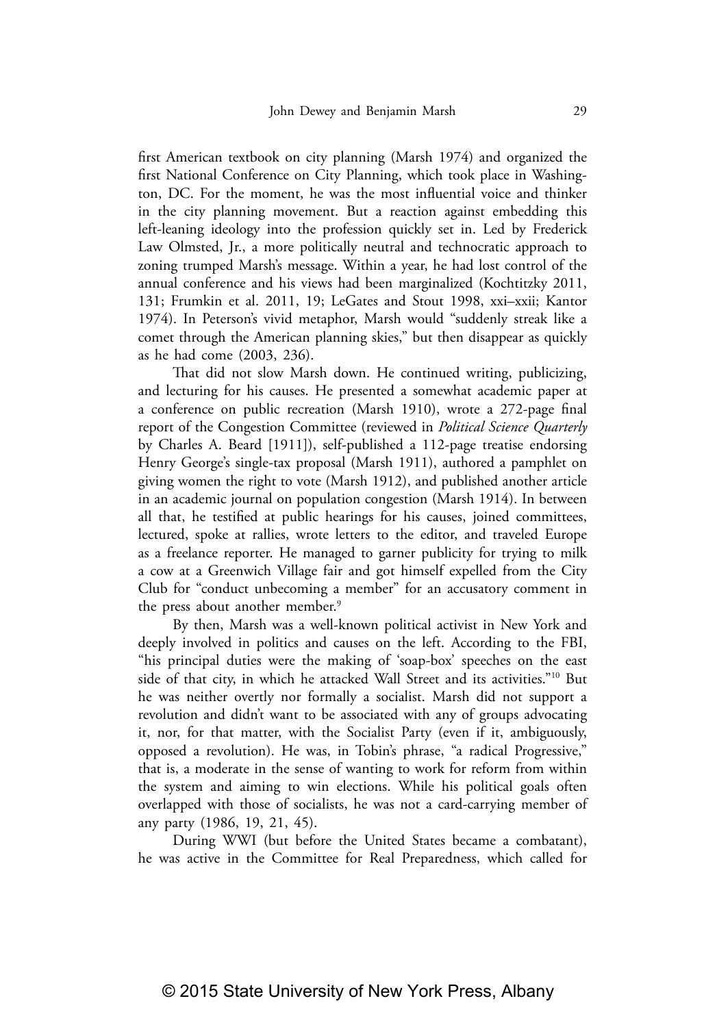first American textbook on city planning (Marsh 1974) and organized the first National Conference on City Planning, which took place in Washington, DC. For the moment, he was the most influential voice and thinker in the city planning movement. But a reaction against embedding this left-leaning ideology into the profession quickly set in. Led by Frederick Law Olmsted, Jr., a more politically neutral and technocratic approach to zoning trumped Marsh's message. Within a year, he had lost control of the annual conference and his views had been marginalized (Kochtitzky 2011, 131; Frumkin et al. 2011, 19; LeGates and Stout 1998, xxi–xxii; Kantor 1974). In Peterson's vivid metaphor, Marsh would "suddenly streak like a comet through the American planning skies," but then disappear as quickly as he had come (2003, 236).

That did not slow Marsh down. He continued writing, publicizing, and lecturing for his causes. He presented a somewhat academic paper at a conference on public recreation (Marsh 1910), wrote a 272-page final report of the Congestion Committee (reviewed in *Political Science Quarterly* by Charles A. Beard [1911]), self-published a 112-page treatise endorsing Henry George's single-tax proposal (Marsh 1911), authored a pamphlet on giving women the right to vote (Marsh 1912), and published another article in an academic journal on population congestion (Marsh 1914). In between all that, he testified at public hearings for his causes, joined committees, lectured, spoke at rallies, wrote letters to the editor, and traveled Europe as a freelance reporter. He managed to garner publicity for trying to milk a cow at a Greenwich Village fair and got himself expelled from the City Club for "conduct unbecoming a member" for an accusatory comment in the press about another member.[9]

By then, Marsh was a well-known political activist in New York and deeply involved in politics and causes on the left. According to the FBI, "his principal duties were the making of 'soap-box' speeches on the east side of that city, in which he attacked Wall Street and its activities."[10] But he was neither overtly nor formally a socialist. Marsh did not support a revolution and didn't want to be associated with any of groups advocating it, nor, for that matter, with the Socialist Party (even if it, ambiguously, opposed a revolution). He was, in Tobin's phrase, "a radical Progressive," that is, a moderate in the sense of wanting to work for reform from within the system and aiming to win elections. While his political goals often overlapped with those of socialists, he was not a card-carrying member of any party (1986, 19, 21, 45).

During WWI (but before the United States became a combatant), he was active in the Committee for Real Preparedness, which called for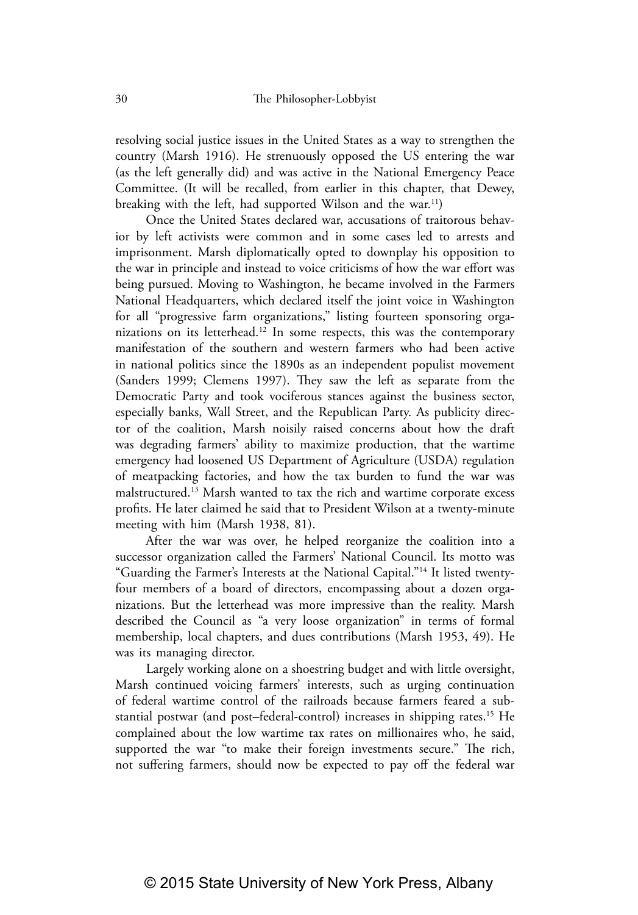resolving social justice issues in the United States as a way to strengthen the country (Marsh 1916). He strenuously opposed the US entering the war (as the left generally did) and was active in the National Emergency Peace Committee. (It will be recalled, from earlier in this chapter, that Dewey, breaking with the left, had supported Wilson and the war.[11])

Once the United States declared war, accusations of traitorous behavior by left activists were common and in some cases led to arrests and imprisonment. Marsh diplomatically opted to downplay his opposition to the war in principle and instead to voice criticisms of how the war effort was being pursued. Moving to Washington, he became involved in the Farmers National Headquarters, which declared itself the joint voice in Washington for all "progressive farm organizations," listing fourteen sponsoring organizations on its letterhead.[12] In some respects, this was the contemporary manifestation of the southern and western farmers who had been active in national politics since the 1890s as an independent populist movement (Sanders 1999; Clemens 1997). They saw the left as separate from the Democratic Party and took vociferous stances against the business sector, especially banks, Wall Street, and the Republican Party. As publicity director of the coalition, Marsh noisily raised concerns about how the draft was degrading farmers' ability to maximize production, that the wartime emergency had loosened US Department of Agriculture (USDA) regulation of meatpacking factories, and how the tax burden to fund the war was malstructured.[13] Marsh wanted to tax the rich and wartime corporate excess profits. He later claimed he said that to President Wilson at a twenty-minute meeting with him (Marsh 1938, 81).

After the war was over, he helped reorganize the coalition into a successor organization called the Farmers' National Council. Its motto was "Guarding the Farmer's Interests at the National Capital."[14] It listed twenty-four members of a board of directors, encompassing about a dozen organizations. But the letterhead was more impressive than the reality. Marsh described the Council as "a very loose organization" in terms of formal membership, local chapters, and dues contributions (Marsh 1953, 49). He was its managing director.

Largely working alone on a shoestring budget and with little oversight, Marsh continued voicing farmers' interests, such as urging continuation of federal wartime control of the railroads because farmers feared a substantial postwar (and post–federal-control) increases in shipping rates.[15] He complained about the low wartime tax rates on millionaires who, he said, supported the war "to make their foreign investments secure." The rich, not suffering farmers, should now be expected to pay off the federal war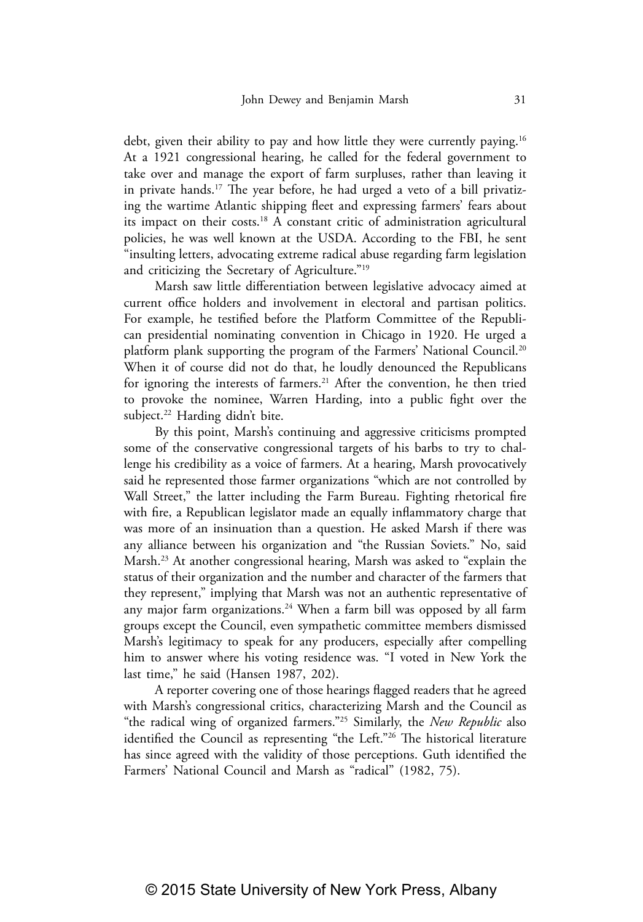debt, given their ability to pay and how little they were currently paying.[16] At a 1921 congressional hearing, he called for the federal government to take over and manage the export of farm surpluses, rather than leaving it in private hands.[17] The year before, he had urged a veto of a bill privatizing the wartime Atlantic shipping fleet and expressing farmers' fears about its impact on their costs.[18] A constant critic of administration agricultural policies, he was well known at the USDA. According to the FBI, he sent "insulting letters, advocating extreme radical abuse regarding farm legislation and criticizing the Secretary of Agriculture."[19]

Marsh saw little differentiation between legislative advocacy aimed at current office holders and involvement in electoral and partisan politics. For example, he testified before the Platform Committee of the Republican presidential nominating convention in Chicago in 1920. He urged a platform plank supporting the program of the Farmers' National Council.[20] When it of course did not do that, he loudly denounced the Republicans for ignoring the interests of farmers.[21] After the convention, he then tried to provoke the nominee, Warren Harding, into a public fight over the subject.[22] Harding didn't bite.

By this point, Marsh's continuing and aggressive criticisms prompted some of the conservative congressional targets of his barbs to try to challenge his credibility as a voice of farmers. At a hearing, Marsh provocatively said he represented those farmer organizations "which are not controlled by Wall Street," the latter including the Farm Bureau. Fighting rhetorical fire with fire, a Republican legislator made an equally inflammatory charge that was more of an insinuation than a question. He asked Marsh if there was any alliance between his organization and "the Russian Soviets." No, said Marsh.[23] At another congressional hearing, Marsh was asked to "explain the status of their organization and the number and character of the farmers that they represent," implying that Marsh was not an authentic representative of any major farm organizations.[24] When a farm bill was opposed by all farm groups except the Council, even sympathetic committee members dismissed Marsh's legitimacy to speak for any producers, especially after compelling him to answer where his voting residence was. "I voted in New York the last time," he said (Hansen 1987, 202).

A reporter covering one of those hearings flagged readers that he agreed with Marsh's congressional critics, characterizing Marsh and the Council as "the radical wing of organized farmers."[25] Similarly, the *New Republic* also identified the Council as representing "the Left."[26] The historical literature has since agreed with the validity of those perceptions. Guth identified the Farmers' National Council and Marsh as "radical" (1982, 75).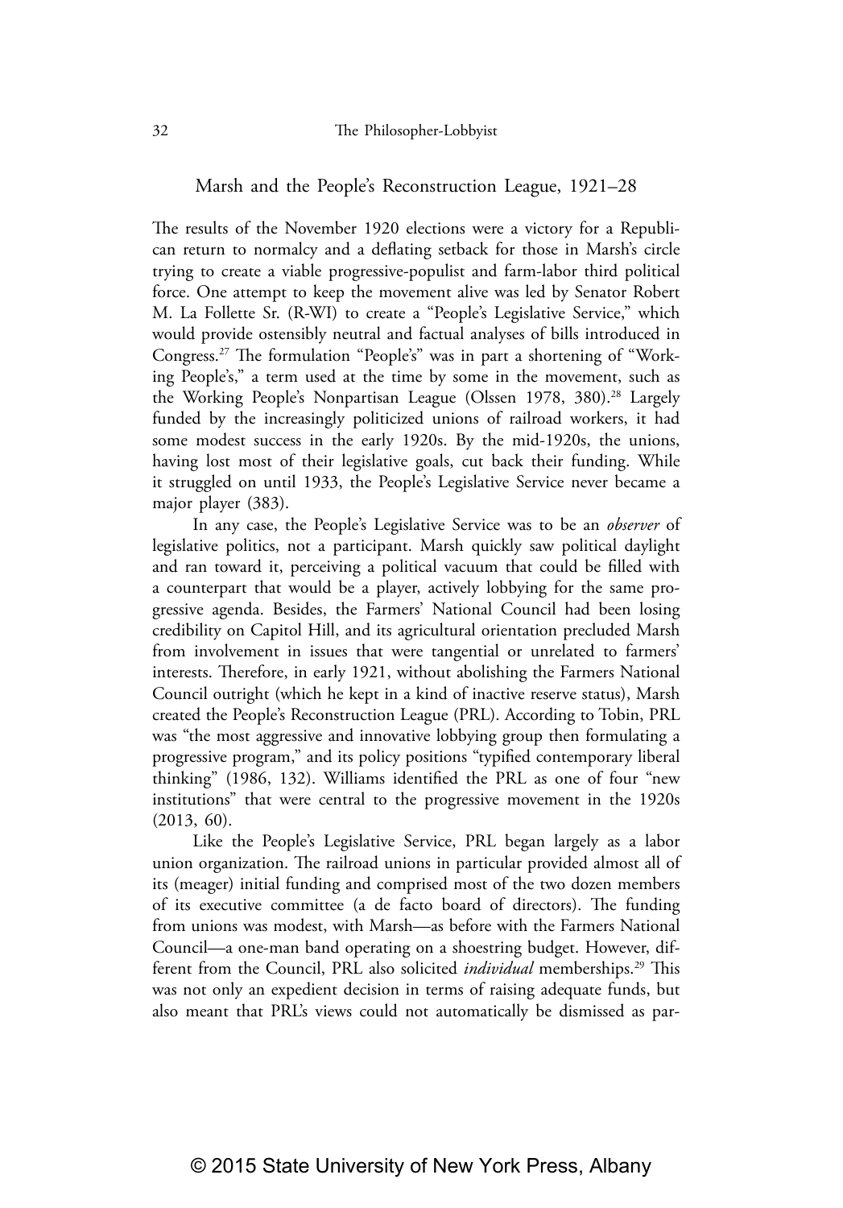## Marsh and the People's Reconstruction League, 1921–28

The results of the November 1920 elections were a victory for a Republican return to normalcy and a deflating setback for those in Marsh's circle trying to create a viable progressive-populist and farm-labor third political force. One attempt to keep the movement alive was led by Senator Robert M. La Follette Sr. (R-WI) to create a "People's Legislative Service," which would provide ostensibly neutral and factual analyses of bills introduced in Congress.[27] The formulation "People's" was in part a shortening of "Working People's," a term used at the time by some in the movement, such as the Working People's Nonpartisan League (Olssen 1978, 380).[28] Largely funded by the increasingly politicized unions of railroad workers, it had some modest success in the early 1920s. By the mid-1920s, the unions, having lost most of their legislative goals, cut back their funding. While it struggled on until 1933, the People's Legislative Service never became a major player (383).

In any case, the People's Legislative Service was to be an *observer* of legislative politics, not a participant. Marsh quickly saw political daylight and ran toward it, perceiving a political vacuum that could be filled with a counterpart that would be a player, actively lobbying for the same progressive agenda. Besides, the Farmers' National Council had been losing credibility on Capitol Hill, and its agricultural orientation precluded Marsh from involvement in issues that were tangential or unrelated to farmers' interests. Therefore, in early 1921, without abolishing the Farmers National Council outright (which he kept in a kind of inactive reserve status), Marsh created the People's Reconstruction League (PRL). According to Tobin, PRL was "the most aggressive and innovative lobbying group then formulating a progressive program," and its policy positions "typified contemporary liberal thinking" (1986, 132). Williams identified the PRL as one of four "new institutions" that were central to the progressive movement in the 1920s (2013, 60).

Like the People's Legislative Service, PRL began largely as a labor union organization. The railroad unions in particular provided almost all of its (meager) initial funding and comprised most of the two dozen members of its executive committee (a de facto board of directors). The funding from unions was modest, with Marsh—as before with the Farmers National Council—a one-man band operating on a shoestring budget. However, different from the Council, PRL also solicited *individual* memberships.[29] This was not only an expedient decision in terms of raising adequate funds, but also meant that PRL's views could not automatically be dismissed as par-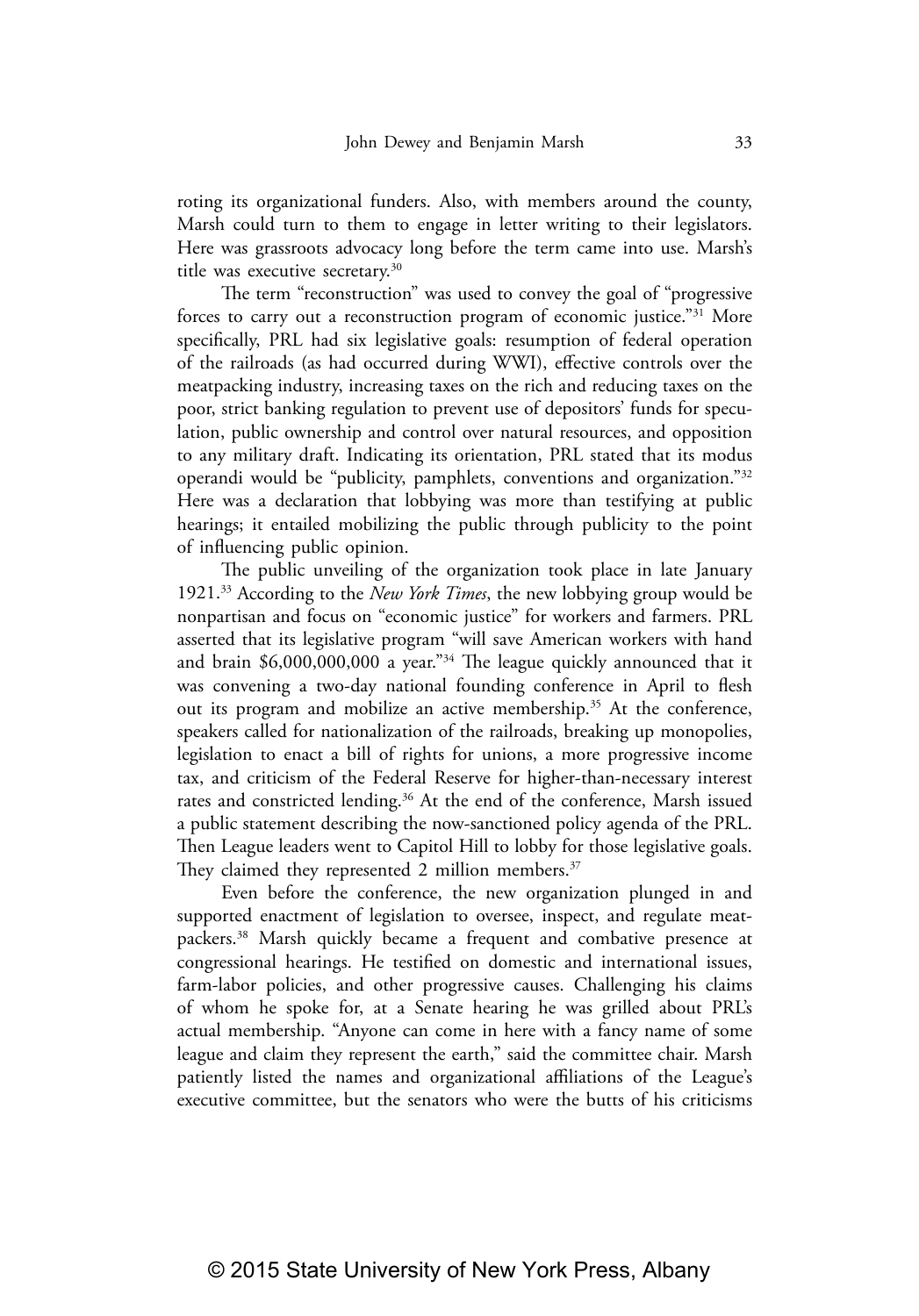roting its organizational funders. Also, with members around the county, Marsh could turn to them to engage in letter writing to their legislators. Here was grassroots advocacy long before the term came into use. Marsh's title was executive secretary.[30]

The term "reconstruction" was used to convey the goal of "progressive forces to carry out a reconstruction program of economic justice."[31] More specifically, PRL had six legislative goals: resumption of federal operation of the railroads (as had occurred during WWI), effective controls over the meatpacking industry, increasing taxes on the rich and reducing taxes on the poor, strict banking regulation to prevent use of depositors' funds for speculation, public ownership and control over natural resources, and opposition to any military draft. Indicating its orientation, PRL stated that its modus operandi would be "publicity, pamphlets, conventions and organization."[32] Here was a declaration that lobbying was more than testifying at public hearings; it entailed mobilizing the public through publicity to the point of influencing public opinion.

The public unveiling of the organization took place in late January 1921.[33] According to the *New York Times*, the new lobbying group would be nonpartisan and focus on "economic justice" for workers and farmers. PRL asserted that its legislative program "will save American workers with hand and brain $6,000,000,000 a year."[34] The league quickly announced that it was convening a two-day national founding conference in April to flesh out its program and mobilize an active membership.[35] At the conference, speakers called for nationalization of the railroads, breaking up monopolies, legislation to enact a bill of rights for unions, a more progressive income tax, and criticism of the Federal Reserve for higher-than-necessary interest rates and constricted lending.[36] At the end of the conference, Marsh issued a public statement describing the now-sanctioned policy agenda of the PRL. Then League leaders went to Capitol Hill to lobby for those legislative goals. They claimed they represented 2 million members.[37]

Even before the conference, the new organization plunged in and supported enactment of legislation to oversee, inspect, and regulate meatpackers.[38] Marsh quickly became a frequent and combative presence at congressional hearings. He testified on domestic and international issues, farm-labor policies, and other progressive causes. Challenging his claims of whom he spoke for, at a Senate hearing he was grilled about PRL's actual membership. "Anyone can come in here with a fancy name of some league and claim they represent the earth," said the committee chair. Marsh patiently listed the names and organizational affiliations of the League's executive committee, but the senators who were the butts of his criticisms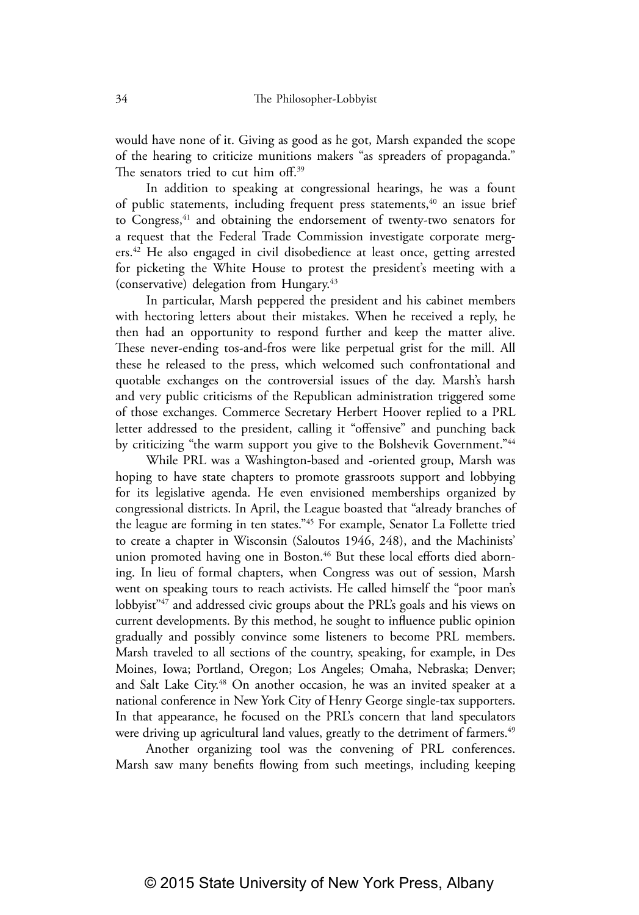would have none of it. Giving as good as he got, Marsh expanded the scope of the hearing to criticize munitions makers "as spreaders of propaganda." The senators tried to cut him off.[39]

In addition to speaking at congressional hearings, he was a fount of public statements, including frequent press statements,[40] an issue brief to Congress,[41] and obtaining the endorsement of twenty-two senators for a request that the Federal Trade Commission investigate corporate mergers.[42] He also engaged in civil disobedience at least once, getting arrested for picketing the White House to protest the president's meeting with a (conservative) delegation from Hungary.[43]

In particular, Marsh peppered the president and his cabinet members with hectoring letters about their mistakes. When he received a reply, he then had an opportunity to respond further and keep the matter alive. These never-ending tos-and-fros were like perpetual grist for the mill. All these he released to the press, which welcomed such confrontational and quotable exchanges on the controversial issues of the day. Marsh's harsh and very public criticisms of the Republican administration triggered some of those exchanges. Commerce Secretary Herbert Hoover replied to a PRL letter addressed to the president, calling it "offensive" and punching back by criticizing "the warm support you give to the Bolshevik Government."[44]

While PRL was a Washington-based and -oriented group, Marsh was hoping to have state chapters to promote grassroots support and lobbying for its legislative agenda. He even envisioned memberships organized by congressional districts. In April, the League boasted that "already branches of the league are forming in ten states."[45] For example, Senator La Follette tried to create a chapter in Wisconsin (Saloutos 1946, 248), and the Machinists' union promoted having one in Boston.[46] But these local efforts died aborning. In lieu of formal chapters, when Congress was out of session, Marsh went on speaking tours to reach activists. He called himself the "poor man's lobbyist"[47] and addressed civic groups about the PRL's goals and his views on current developments. By this method, he sought to influence public opinion gradually and possibly convince some listeners to become PRL members. Marsh traveled to all sections of the country, speaking, for example, in Des Moines, Iowa; Portland, Oregon; Los Angeles; Omaha, Nebraska; Denver; and Salt Lake City.[48] On another occasion, he was an invited speaker at a national conference in New York City of Henry George single-tax supporters. In that appearance, he focused on the PRL's concern that land speculators were driving up agricultural land values, greatly to the detriment of farmers.[49]

Another organizing tool was the convening of PRL conferences. Marsh saw many benefits flowing from such meetings, including keeping